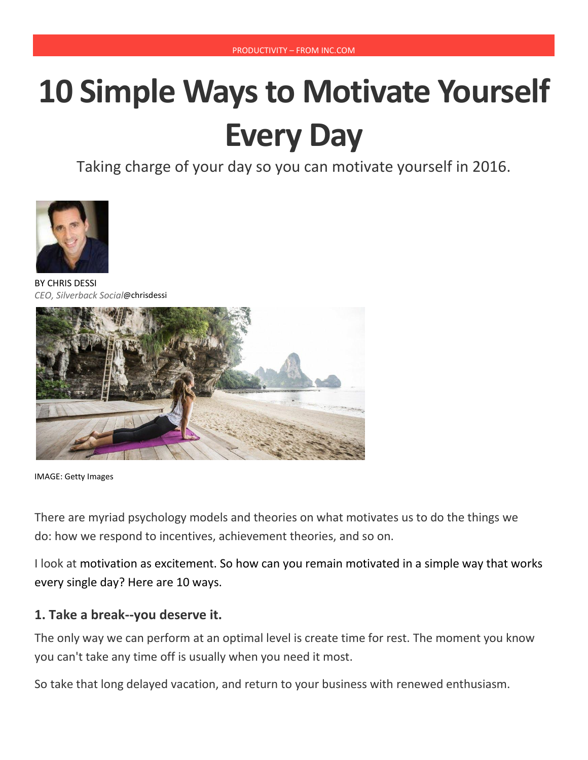PRODUCTIVITY – FROM INC.COM

# 10 Simple Ways to Motivate Yourself Every Day

Taking charge of your day so you can motivate yourself in 2016.

BY CHRIS DESSI
*CEO, Silverback Social*@chrisdessi

IMAGE: Getty Images

There are myriad psychology models and theories on what motivates us to do the things we do: how we respond to incentives, achievement theories, and so on.

I look at motivation as excitement. So how can you remain motivated in a simple way that works every single day? Here are 10 ways.

### 1. Take a break--you deserve it.

The only way we can perform at an optimal level is create time for rest. The moment you know you can't take any time off is usually when you need it most.

So take that long delayed vacation, and return to your business with renewed enthusiasm.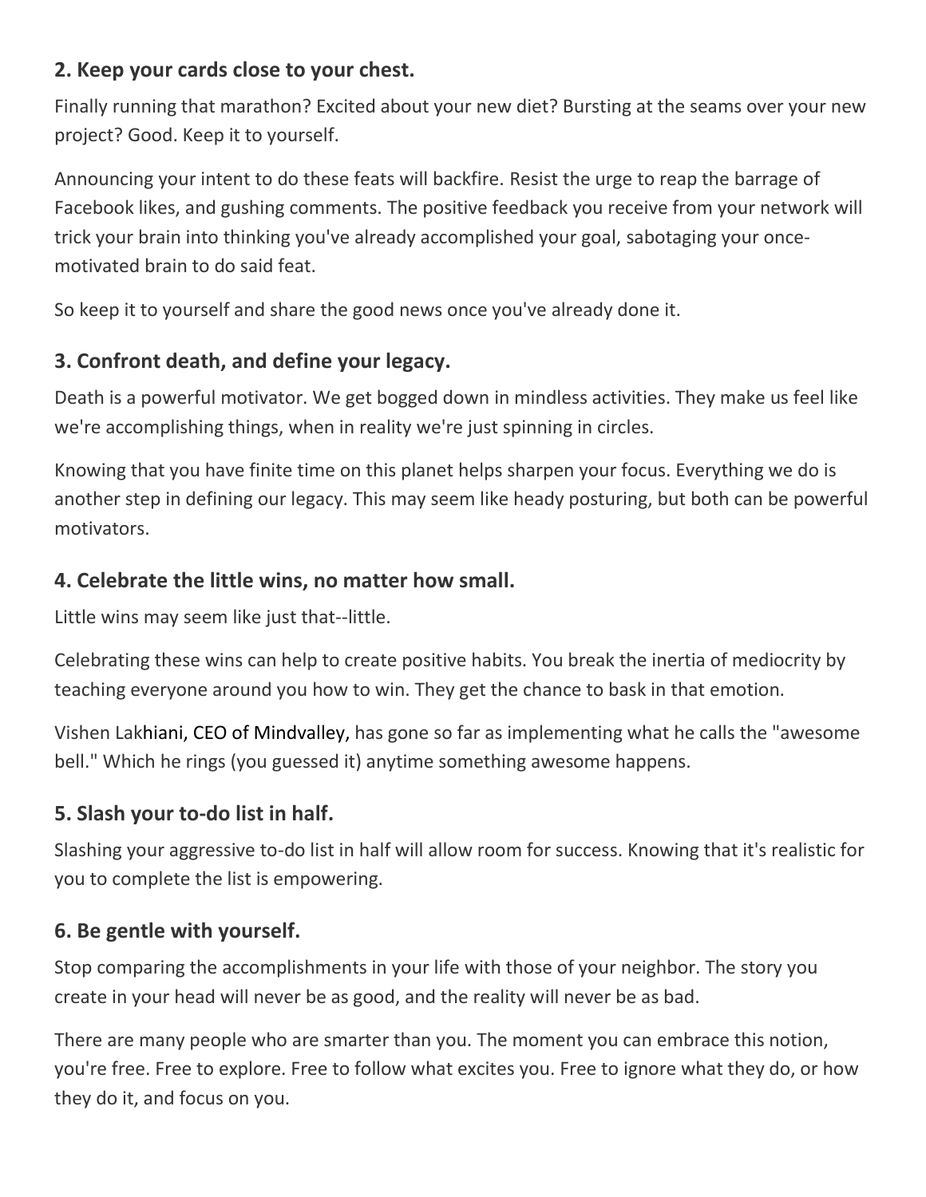## 2. Keep your cards close to your chest.

Finally running that marathon? Excited about your new diet? Bursting at the seams over your new project? Good. Keep it to yourself.

Announcing your intent to do these feats will backfire. Resist the urge to reap the barrage of Facebook likes, and gushing comments. The positive feedback you receive from your network will trick your brain into thinking you've already accomplished your goal, sabotaging your once-motivated brain to do said feat.

So keep it to yourself and share the good news once you've already done it.

## 3. Confront death, and define your legacy.

Death is a powerful motivator. We get bogged down in mindless activities. They make us feel like we're accomplishing things, when in reality we're just spinning in circles.

Knowing that you have finite time on this planet helps sharpen your focus. Everything we do is another step in defining our legacy. This may seem like heady posturing, but both can be powerful motivators.

## 4. Celebrate the little wins, no matter how small.

Little wins may seem like just that--little.

Celebrating these wins can help to create positive habits. You break the inertia of mediocrity by teaching everyone around you how to win. They get the chance to bask in that emotion.

Vishen Lakhiani, CEO of Mindvalley, has gone so far as implementing what he calls the "awesome bell." Which he rings (you guessed it) anytime something awesome happens.

## 5. Slash your to-do list in half.

Slashing your aggressive to-do list in half will allow room for success. Knowing that it's realistic for you to complete the list is empowering.

## 6. Be gentle with yourself.

Stop comparing the accomplishments in your life with those of your neighbor. The story you create in your head will never be as good, and the reality will never be as bad.

There are many people who are smarter than you. The moment you can embrace this notion, you're free. Free to explore. Free to follow what excites you. Free to ignore what they do, or how they do it, and focus on you.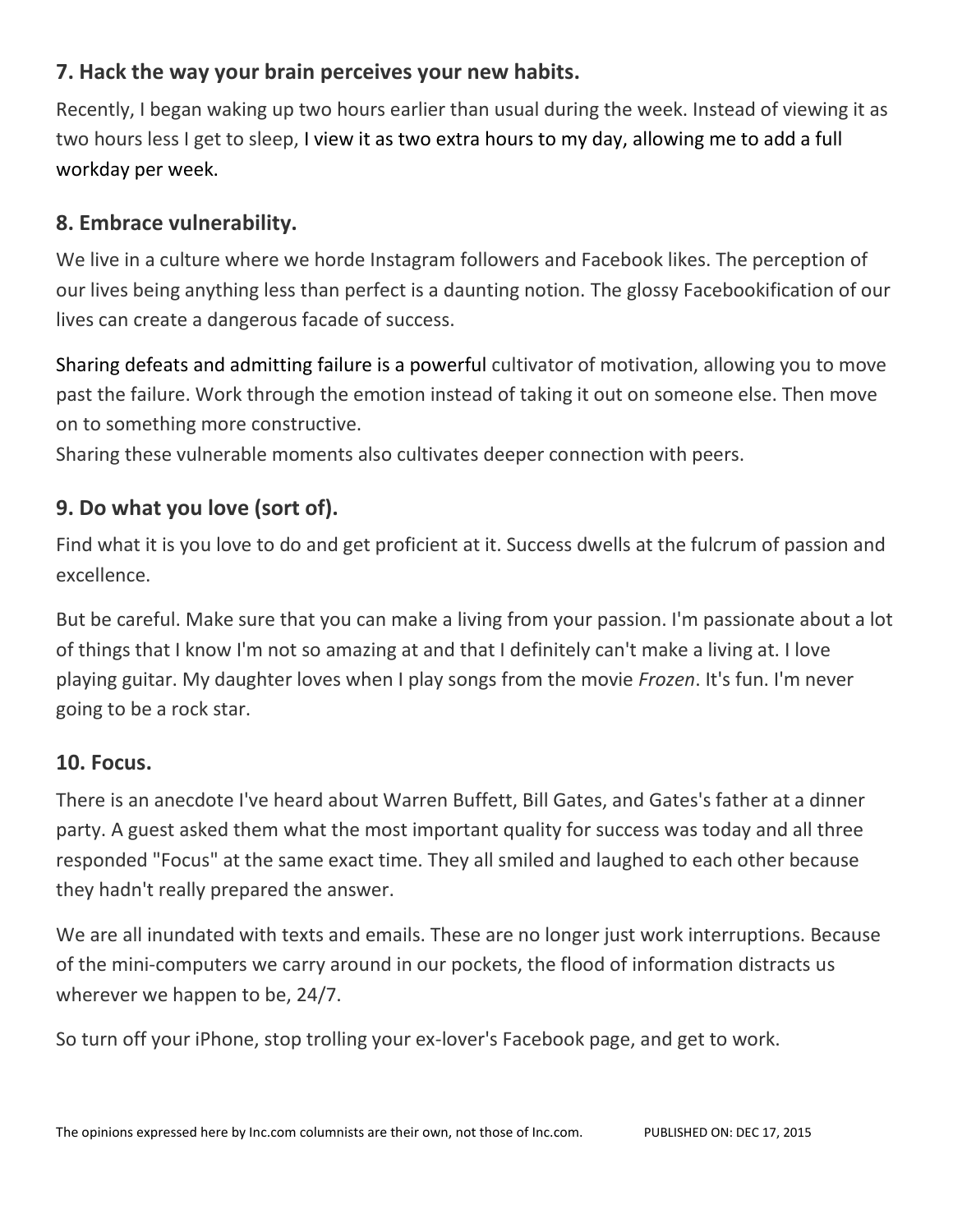### 7. Hack the way your brain perceives your new habits.

Recently, I began waking up two hours earlier than usual during the week. Instead of viewing it as two hours less I get to sleep, I view it as two extra hours to my day, allowing me to add a full workday per week.

### 8. Embrace vulnerability.

We live in a culture where we horde Instagram followers and Facebook likes. The perception of our lives being anything less than perfect is a daunting notion. The glossy Facebookification of our lives can create a dangerous facade of success.

Sharing defeats and admitting failure is a powerful cultivator of motivation, allowing you to move past the failure. Work through the emotion instead of taking it out on someone else. Then move on to something more constructive.

Sharing these vulnerable moments also cultivates deeper connection with peers.

### 9. Do what you love (sort of).

Find what it is you love to do and get proficient at it. Success dwells at the fulcrum of passion and excellence.

But be careful. Make sure that you can make a living from your passion. I'm passionate about a lot of things that I know I'm not so amazing at and that I definitely can't make a living at. I love playing guitar. My daughter loves when I play songs from the movie *Frozen*. It's fun. I'm never going to be a rock star.

### 10. Focus.

There is an anecdote I've heard about Warren Buffett, Bill Gates, and Gates's father at a dinner party. A guest asked them what the most important quality for success was today and all three responded "Focus" at the same exact time. They all smiled and laughed to each other because they hadn't really prepared the answer.

We are all inundated with texts and emails. These are no longer just work interruptions. Because of the mini-computers we carry around in our pockets, the flood of information distracts us wherever we happen to be, 24/7.

So turn off your iPhone, stop trolling your ex-lover's Facebook page, and get to work.

The opinions expressed here by Inc.com columnists are their own, not those of Inc.com. PUBLISHED ON: DEC 17, 2015